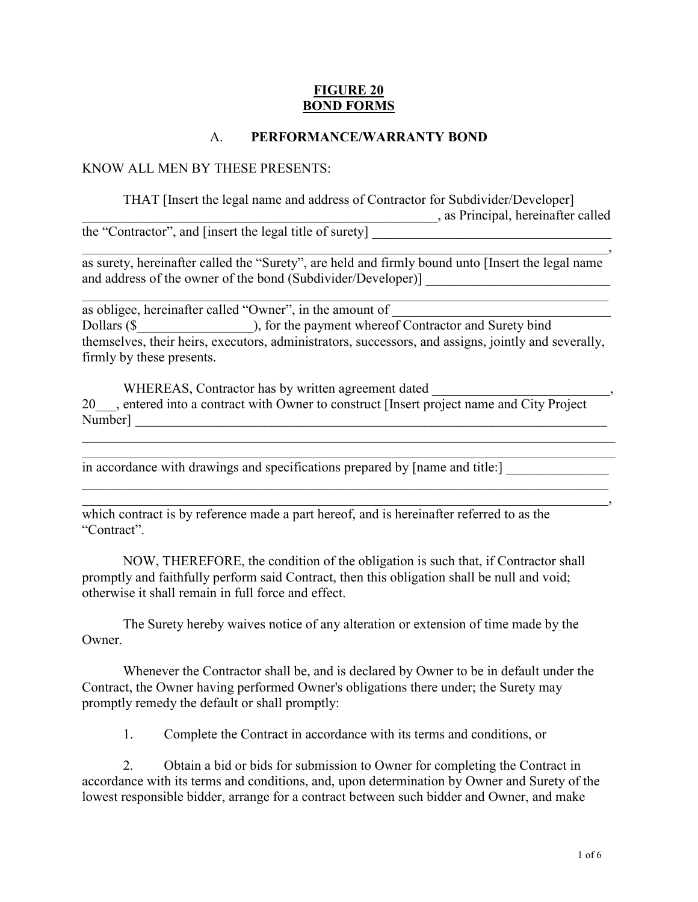**FIGURE 20**
**BOND FORMS**

## A. PERFORMANCE/WARRANTY BOND

KNOW ALL MEN BY THESE PRESENTS:

THAT [Insert the legal name and address of Contractor for Subdivider/Developer] _______________________________________________________, as Principal, hereinafter called the "Contractor", and [insert the legal title of surety] ____________________________________ ______________________________________________________________________________, as surety, hereinafter called the "Surety", are held and firmly bound unto [Insert the legal name and address of the owner of the bond (Subdivider/Developer)] ___________________________ ______________________________________________________________________________ as obligee, hereinafter called "Owner", in the amount of ________________________________ Dollars ($_________________), for the payment whereof Contractor and Surety bind themselves, their heirs, executors, administrators, successors, and assigns, jointly and severally, firmly by these presents.

WHEREAS, Contractor has by written agreement dated __________________________, 20___, entered into a contract with Owner to construct [Insert project name and City Project Number] ______________________________________________________________________ ______________________________________________________________________________ ______________________________________________________________________________ in accordance with drawings and specifications prepared by [name and title:] _______________ ______________________________________________________________________________ ______________________________________________________________________________, which contract is by reference made a part hereof, and is hereinafter referred to as the "Contract".

NOW, THEREFORE, the condition of the obligation is such that, if Contractor shall promptly and faithfully perform said Contract, then this obligation shall be null and void; otherwise it shall remain in full force and effect.

The Surety hereby waives notice of any alteration or extension of time made by the Owner.

Whenever the Contractor shall be, and is declared by Owner to be in default under the Contract, the Owner having performed Owner's obligations there under; the Surety may promptly remedy the default or shall promptly:

1. Complete the Contract in accordance with its terms and conditions, or

2. Obtain a bid or bids for submission to Owner for completing the Contract in accordance with its terms and conditions, and, upon determination by Owner and Surety of the lowest responsible bidder, arrange for a contract between such bidder and Owner, and make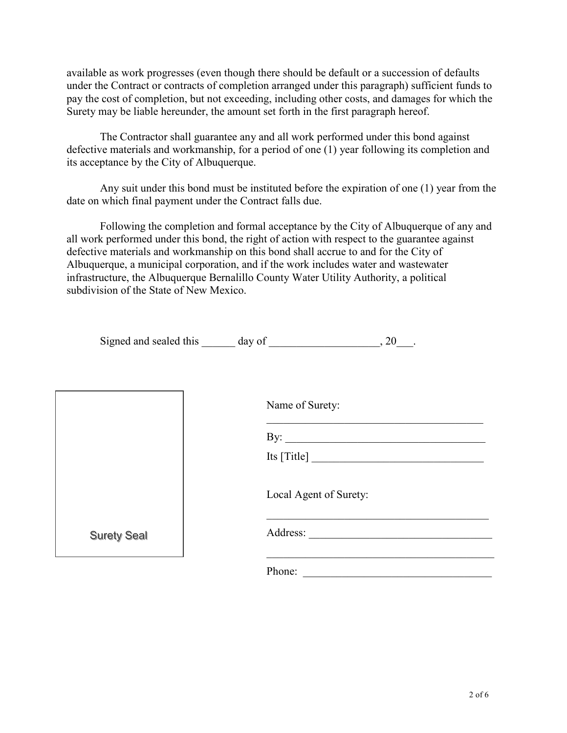available as work progresses (even though there should be default or a succession of defaults under the Contract or contracts of completion arranged under this paragraph) sufficient funds to pay the cost of completion, but not exceeding, including other costs, and damages for which the Surety may be liable hereunder, the amount set forth in the first paragraph hereof.

The Contractor shall guarantee any and all work performed under this bond against defective materials and workmanship, for a period of one (1) year following its completion and its acceptance by the City of Albuquerque.

Any suit under this bond must be instituted before the expiration of one (1) year from the date on which final payment under the Contract falls due.

Following the completion and formal acceptance by the City of Albuquerque of any and all work performed under this bond, the right of action with respect to the guarantee against defective materials and workmanship on this bond shall accrue to and for the City of Albuquerque, a municipal corporation, and if the work includes water and wastewater infrastructure, the Albuquerque Bernalillo County Water Utility Authority, a political subdivision of the State of New Mexico.

Signed and sealed this ______ day of ____________________, 20___.

Surety Seal

Name of Surety:

________________________________________

By: ____________________________________

Its [Title] _______________________________

Local Agent of Surety:

________________________________________

Address: ________________________________

________________________________________

Phone: _________________________________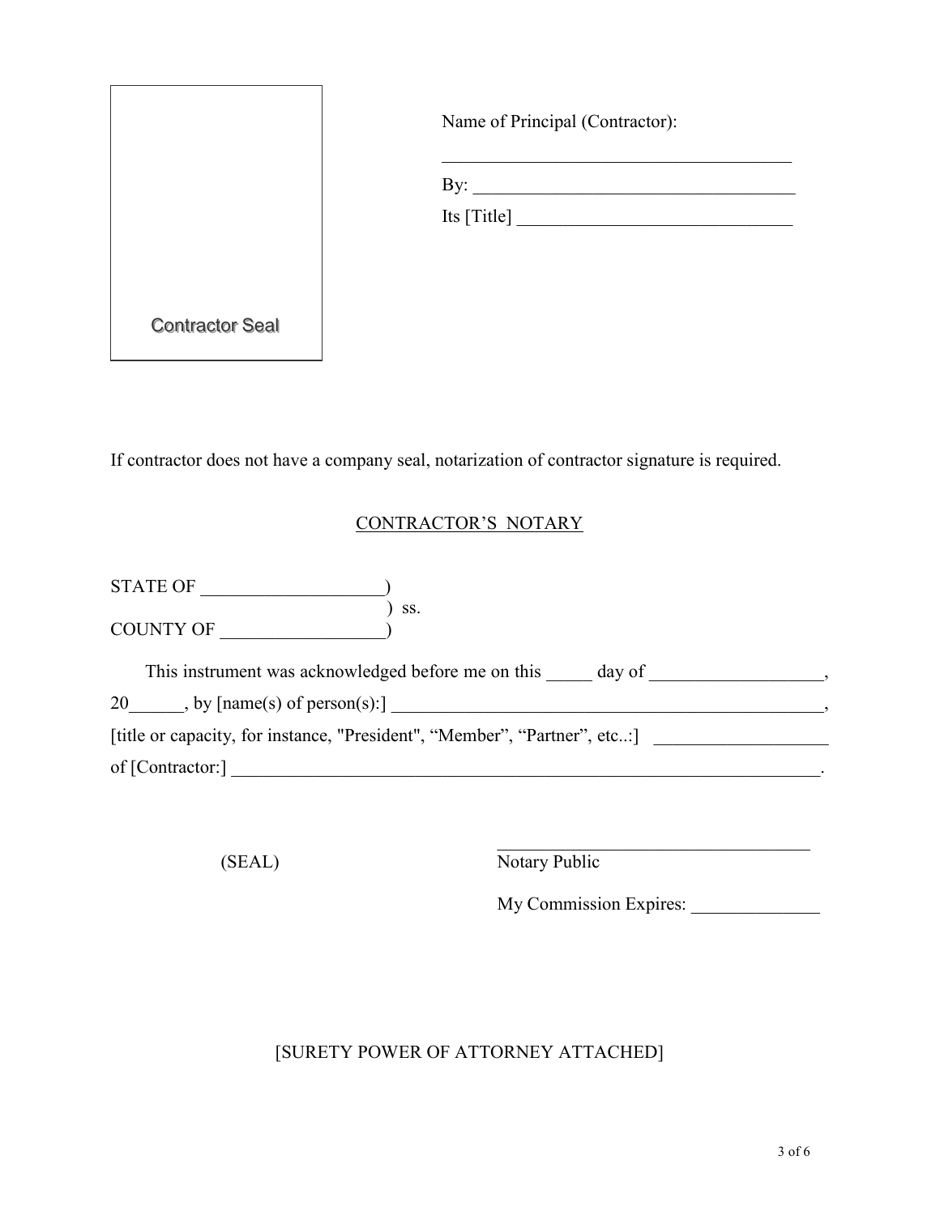Contractor Seal

Name of Principal (Contractor):

\_\_\_\_\_\_\_\_\_\_\_\_\_\_\_\_\_\_\_\_\_\_\_\_\_\_\_\_\_\_\_\_\_\_\_\_\_\_\_

By: \_\_\_\_\_\_\_\_\_\_\_\_\_\_\_\_\_\_\_\_\_\_\_\_\_\_\_\_\_\_\_\_\_\_\_\_

Its [Title] \_\_\_\_\_\_\_\_\_\_\_\_\_\_\_\_\_\_\_\_\_\_\_\_\_\_\_\_\_\_\_

If contractor does not have a company seal, notarization of contractor signature is required.

CONTRACTOR'S NOTARY

STATE OF \_\_\_\_\_\_\_\_\_\_\_\_\_\_\_\_\_\_\_)  
) ss.  
COUNTY OF \_\_\_\_\_\_\_\_\_\_\_\_\_\_\_\_\_\_)

This instrument was acknowledged before me on this \_\_\_\_\_ day of \_\_\_\_\_\_\_\_\_\_\_\_\_\_\_\_\_\_\_, 20\_\_\_\_\_\_, by [name(s) of person(s):] \_\_\_\_\_\_\_\_\_\_\_\_\_\_\_\_\_\_\_\_\_\_\_\_\_\_\_\_\_\_\_\_\_\_\_\_\_\_\_\_\_\_\_\_\_\_\_\_\_\_, [title or capacity, for instance, "President", "Member", "Partner", etc..:] \_\_\_\_\_\_\_\_\_\_\_\_\_\_\_\_\_\_\_ of [Contractor:] \_\_\_\_\_\_\_\_\_\_\_\_\_\_\_\_\_\_\_\_\_\_\_\_\_\_\_\_\_\_\_\_\_\_\_\_\_\_\_\_\_\_\_\_\_\_\_\_\_\_\_\_\_\_\_\_\_\_\_\_\_\_\_\_\_\_\_\_.

(SEAL)

\_\_\_\_\_\_\_\_\_\_\_\_\_\_\_\_\_\_\_\_\_\_\_\_\_\_\_\_\_\_\_\_\_\_\_\_  
Notary Public

My Commission Expires: \_\_\_\_\_\_\_\_\_\_\_\_\_\_

[SURETY POWER OF ATTORNEY ATTACHED]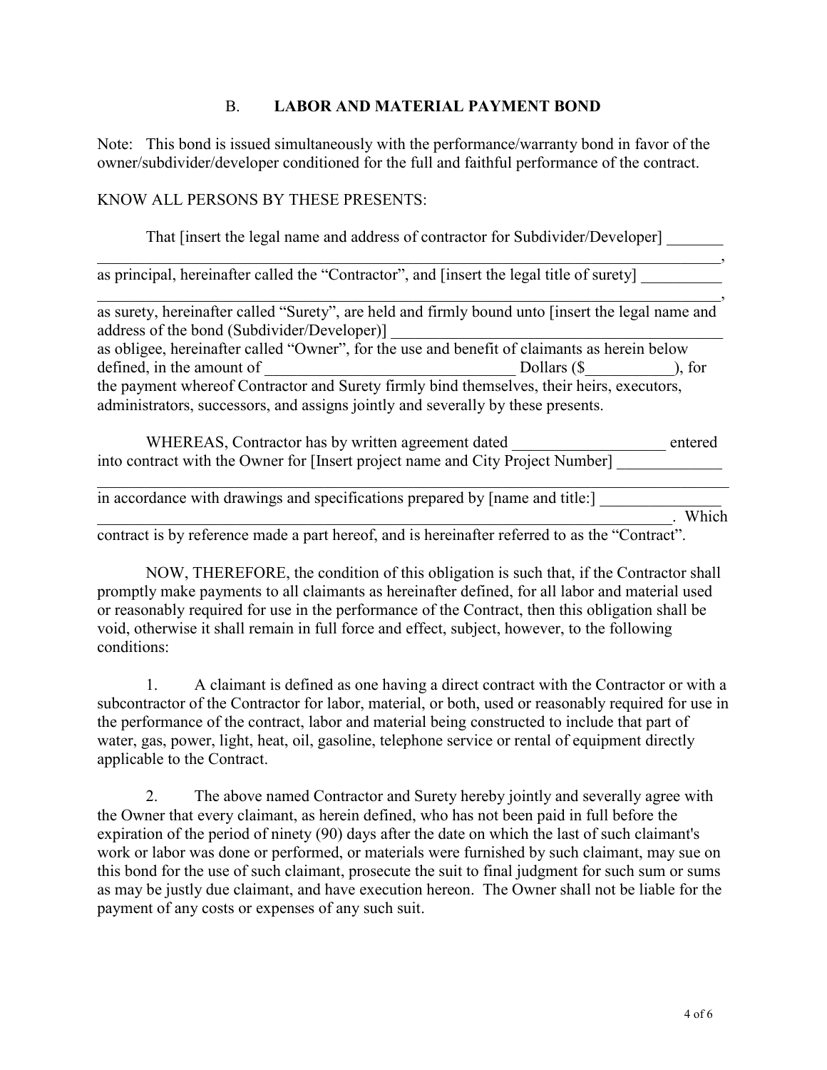## B. **LABOR AND MATERIAL PAYMENT BOND**

Note: This bond is issued simultaneously with the performance/warranty bond in favor of the owner/subdivider/developer conditioned for the full and faithful performance of the contract.

KNOW ALL PERSONS BY THESE PRESENTS:

That [insert the legal name and address of contractor for Subdivider/Developer] _______ ________________________________________________________________________________, as principal, hereinafter called the "Contractor", and [insert the legal title of surety] __________ ________________________________________________________________________________, as surety, hereinafter called "Surety", are held and firmly bound unto [insert the legal name and address of the bond (Subdivider/Developer)] ___________________________________________ as obligee, hereinafter called "Owner", for the use and benefit of claimants as herein below defined, in the amount of ________________________________ Dollars ($___________), for the payment whereof Contractor and Surety firmly bind themselves, their heirs, executors, administrators, successors, and assigns jointly and severally by these presents.

WHEREAS, Contractor has by written agreement dated ___________________ entered into contract with the Owner for [Insert project name and City Project Number] _____________ ________________________________________________________________________________ in accordance with drawings and specifications prepared by [name and title:] _______________ ________________________________________________________________________. Which contract is by reference made a part hereof, and is hereinafter referred to as the "Contract".

NOW, THEREFORE, the condition of this obligation is such that, if the Contractor shall promptly make payments to all claimants as hereinafter defined, for all labor and material used or reasonably required for use in the performance of the Contract, then this obligation shall be void, otherwise it shall remain in full force and effect, subject, however, to the following conditions:

1. A claimant is defined as one having a direct contract with the Contractor or with a subcontractor of the Contractor for labor, material, or both, used or reasonably required for use in the performance of the contract, labor and material being constructed to include that part of water, gas, power, light, heat, oil, gasoline, telephone service or rental of equipment directly applicable to the Contract.

2. The above named Contractor and Surety hereby jointly and severally agree with the Owner that every claimant, as herein defined, who has not been paid in full before the expiration of the period of ninety (90) days after the date on which the last of such claimant's work or labor was done or performed, or materials were furnished by such claimant, may sue on this bond for the use of such claimant, prosecute the suit to final judgment for such sum or sums as may be justly due claimant, and have execution hereon. The Owner shall not be liable for the payment of any costs or expenses of any such suit.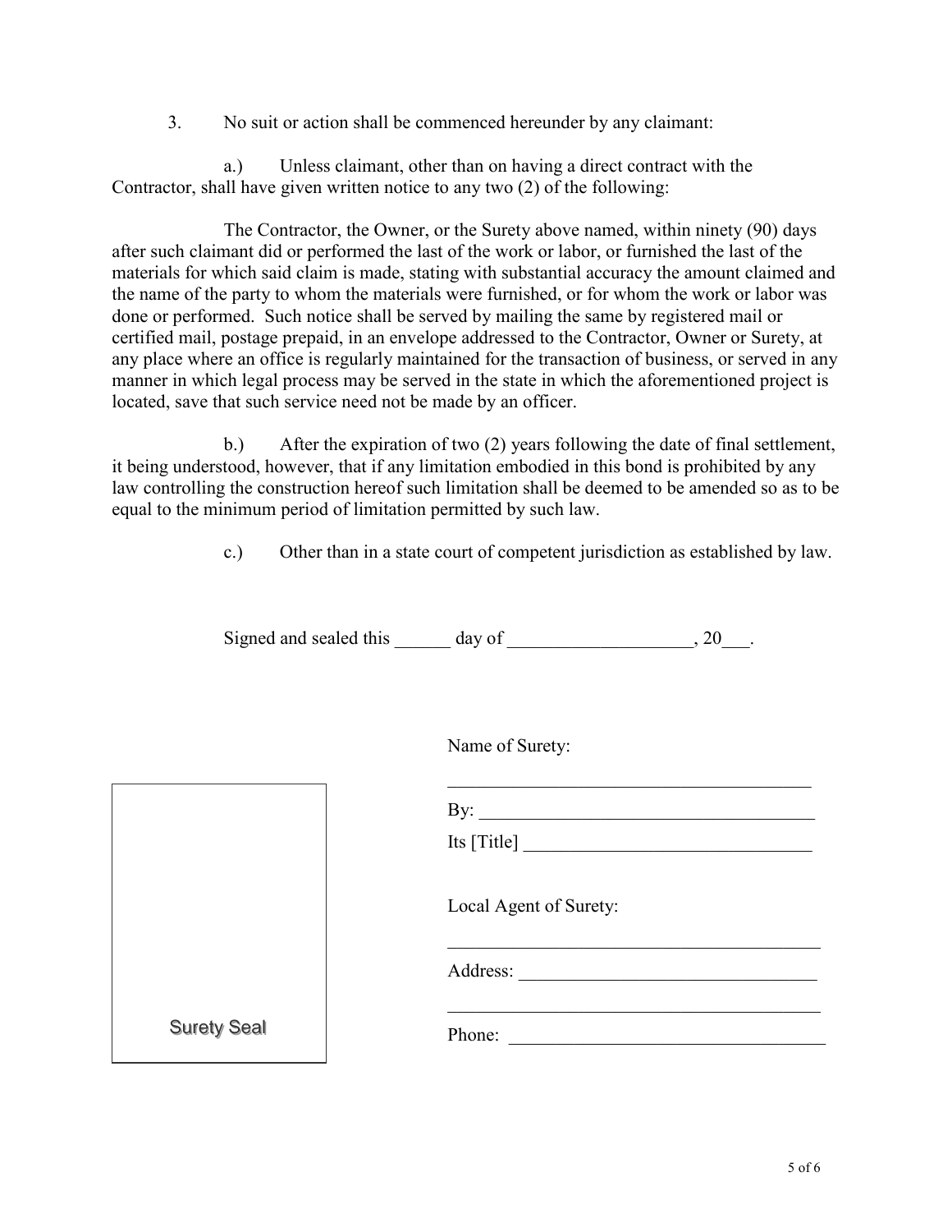3. No suit or action shall be commenced hereunder by any claimant:

a.) Unless claimant, other than on having a direct contract with the Contractor, shall have given written notice to any two (2) of the following:

The Contractor, the Owner, or the Surety above named, within ninety (90) days after such claimant did or performed the last of the work or labor, or furnished the last of the materials for which said claim is made, stating with substantial accuracy the amount claimed and the name of the party to whom the materials were furnished, or for whom the work or labor was done or performed. Such notice shall be served by mailing the same by registered mail or certified mail, postage prepaid, in an envelope addressed to the Contractor, Owner or Surety, at any place where an office is regularly maintained for the transaction of business, or served in any manner in which legal process may be served in the state in which the aforementioned project is located, save that such service need not be made by an officer.

b.) After the expiration of two (2) years following the date of final settlement, it being understood, however, that if any limitation embodied in this bond is prohibited by any law controlling the construction hereof such limitation shall be deemed to be amended so as to be equal to the minimum period of limitation permitted by such law.

c.) Other than in a state court of competent jurisdiction as established by law.

Signed and sealed this ______ day of ____________________, 20___.

Name of Surety:

________________________________________

By: ____________________________________

Its [Title] ______________________________

Local Agent of Surety:

________________________________________

Address: ________________________________

________________________________________

Phone: _________________________________

Surety Seal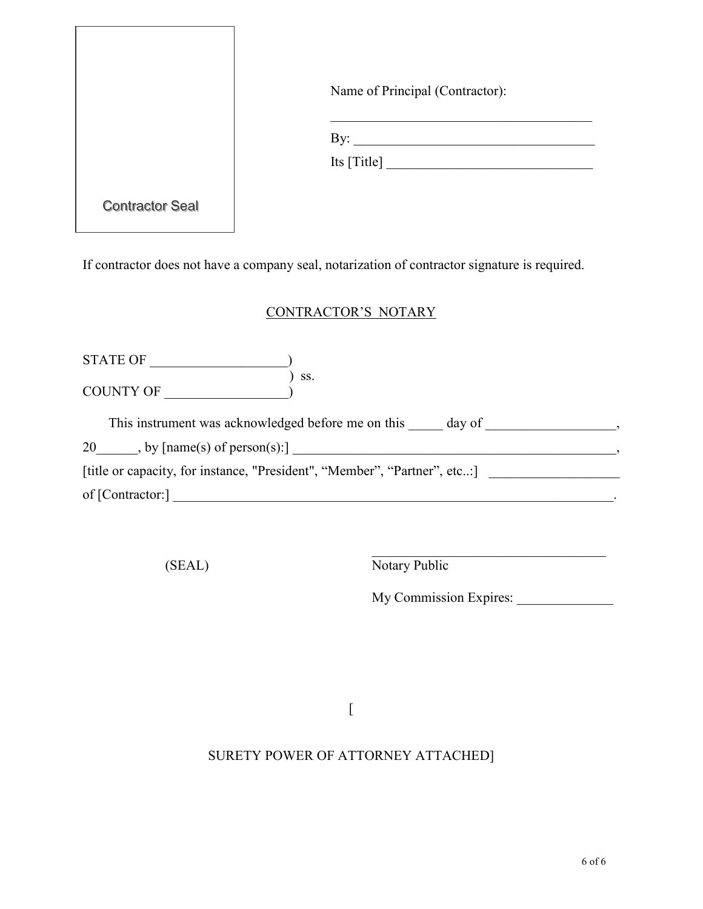Contractor Seal

Name of Principal (Contractor):

______________________________________

By: __________________________________

Its [Title] ____________________________

If contractor does not have a company seal, notarization of contractor signature is required.

## CONTRACTOR'S NOTARY

STATE OF ____________________)  
) ss.  
COUNTY OF __________________)

This instrument was acknowledged before me on this _____ day of __________________, 20______, by [name(s) of person(s):] _______________________________________________, [title or capacity, for instance, "President", "Member", "Partner", etc..:] __________________ of [Contractor:] _________________________________________________________________.

(SEAL)

___________________________________  
Notary Public

My Commission Expires: ______________

[

SURETY POWER OF ATTORNEY ATTACHED]